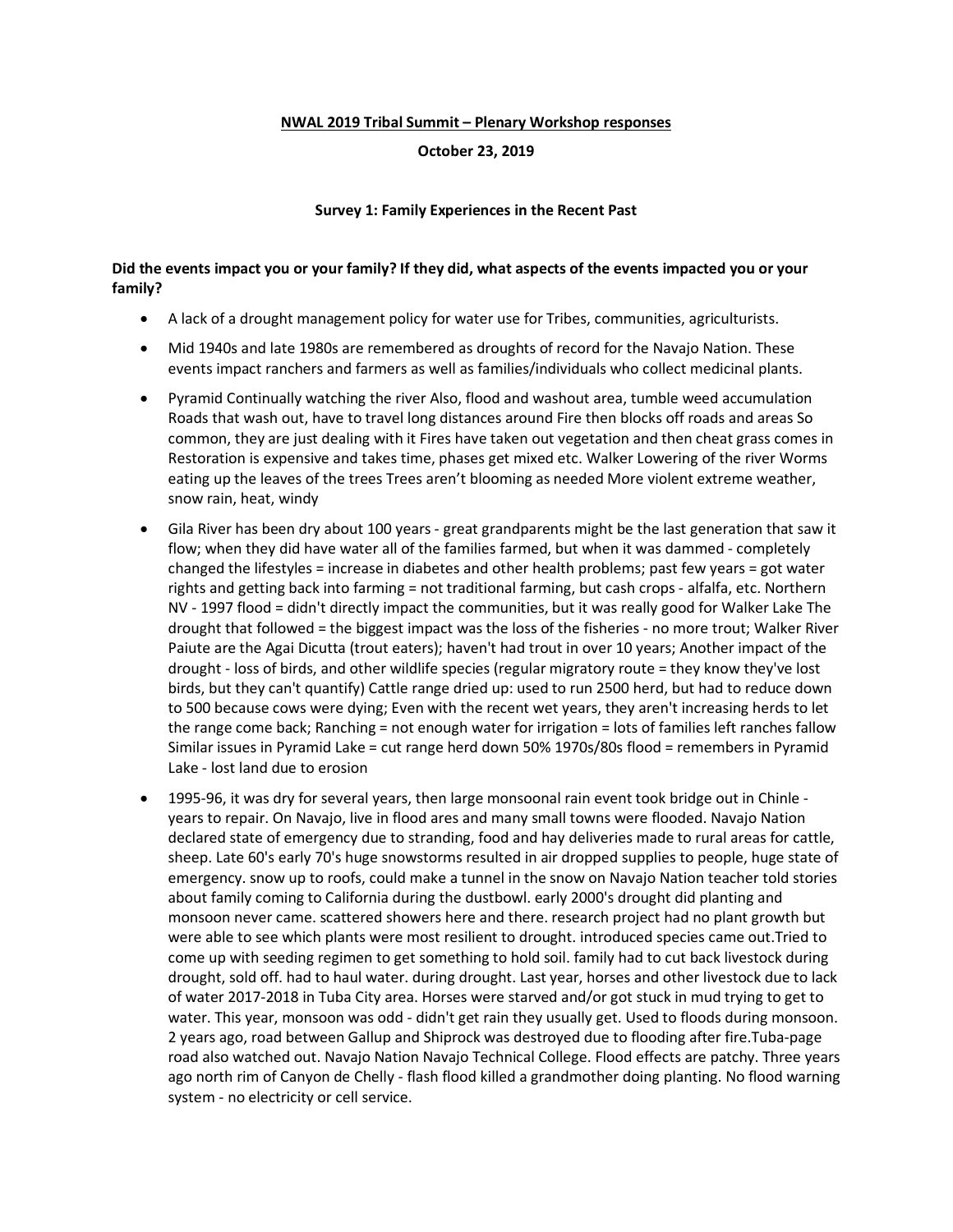**NWAL 2019 Tribal Summit – Plenary Workshop responses**

**October 23, 2019**

**Survey 1: Family Experiences in the Recent Past**

**Did the events impact you or your family? If they did, what aspects of the events impacted you or your family?**

- A lack of a drought management policy for water use for Tribes, communities, agriculturists.
- Mid 1940s and late 1980s are remembered as droughts of record for the Navajo Nation. These events impact ranchers and farmers as well as families/individuals who collect medicinal plants.
- Pyramid Continually watching the river Also, flood and washout area, tumble weed accumulation Roads that wash out, have to travel long distances around Fire then blocks off roads and areas So common, they are just dealing with it Fires have taken out vegetation and then cheat grass comes in Restoration is expensive and takes time, phases get mixed etc. Walker Lowering of the river Worms eating up the leaves of the trees Trees aren't blooming as needed More violent extreme weather, snow rain, heat, windy
- Gila River has been dry about 100 years - great grandparents might be the last generation that saw it flow; when they did have water all of the families farmed, but when it was dammed - completely changed the lifestyles = increase in diabetes and other health problems; past few years = got water rights and getting back into farming = not traditional farming, but cash crops - alfalfa, etc. Northern NV - 1997 flood = didn't directly impact the communities, but it was really good for Walker Lake The drought that followed = the biggest impact was the loss of the fisheries - no more trout; Walker River Paiute are the Agai Dicutta (trout eaters); haven't had trout in over 10 years; Another impact of the drought - loss of birds, and other wildlife species (regular migratory route = they know they've lost birds, but they can't quantify) Cattle range dried up: used to run 2500 herd, but had to reduce down to 500 because cows were dying; Even with the recent wet years, they aren't increasing herds to let the range come back; Ranching = not enough water for irrigation = lots of families left ranches fallow Similar issues in Pyramid Lake = cut range herd down 50% 1970s/80s flood = remembers in Pyramid Lake - lost land due to erosion
- 1995-96, it was dry for several years, then large monsoonal rain event took bridge out in Chinle - years to repair. On Navajo, live in flood ares and many small towns were flooded. Navajo Nation declared state of emergency due to stranding, food and hay deliveries made to rural areas for cattle, sheep. Late 60's early 70's huge snowstorms resulted in air dropped supplies to people, huge state of emergency. snow up to roofs, could make a tunnel in the snow on Navajo Nation teacher told stories about family coming to California during the dustbowl. early 2000's drought did planting and monsoon never came. scattered showers here and there. research project had no plant growth but were able to see which plants were most resilient to drought. introduced species came out.Tried to come up with seeding regimen to get something to hold soil. family had to cut back livestock during drought, sold off. had to haul water. during drought. Last year, horses and other livestock due to lack of water 2017-2018 in Tuba City area. Horses were starved and/or got stuck in mud trying to get to water. This year, monsoon was odd - didn't get rain they usually get. Used to floods during monsoon. 2 years ago, road between Gallup and Shiprock was destroyed due to flooding after fire.Tuba-page road also watched out. Navajo Nation Navajo Technical College. Flood effects are patchy. Three years ago north rim of Canyon de Chelly - flash flood killed a grandmother doing planting. No flood warning system - no electricity or cell service.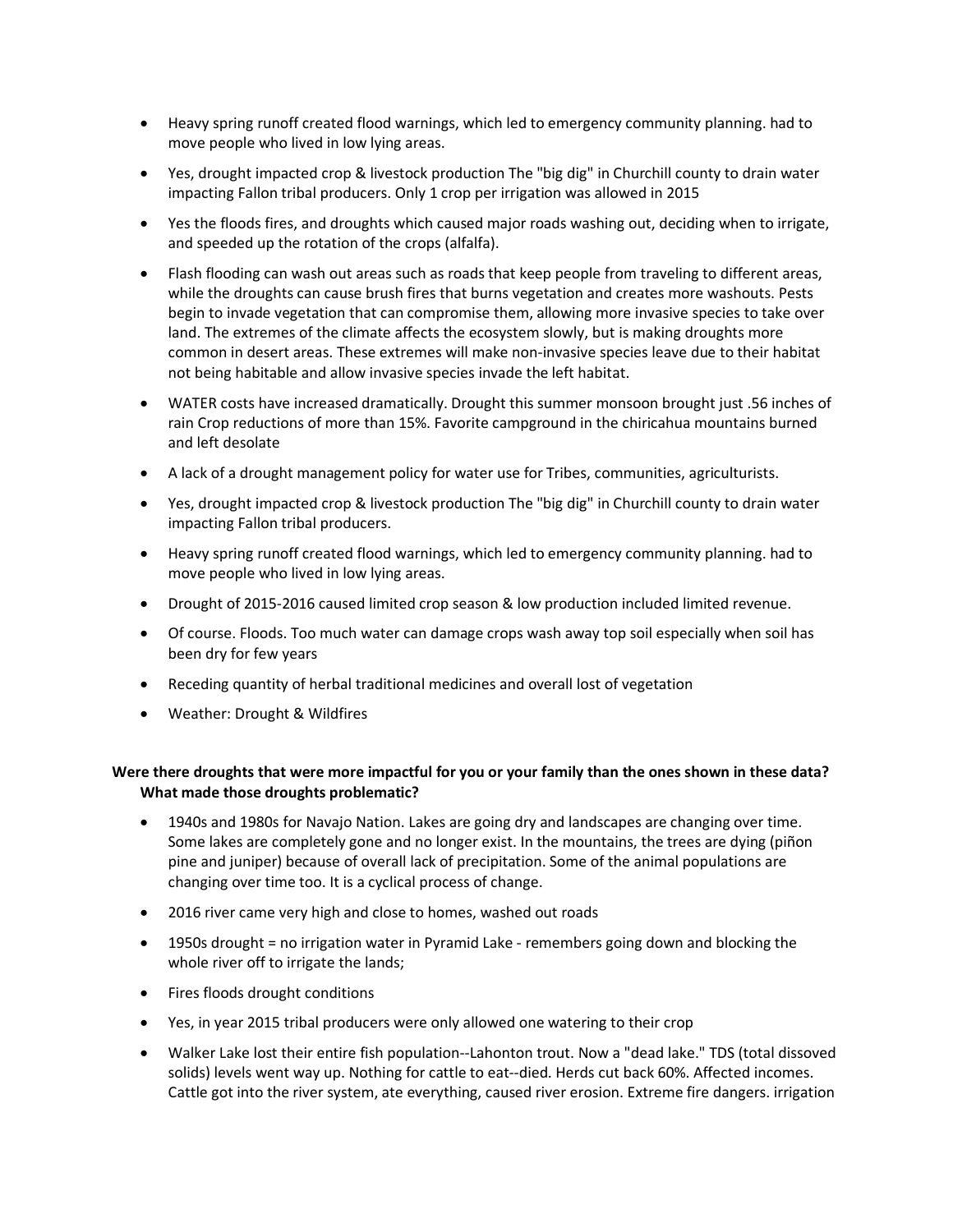- Heavy spring runoff created flood warnings, which led to emergency community planning. had to move people who lived in low lying areas.
- Yes, drought impacted crop & livestock production The "big dig" in Churchill county to drain water impacting Fallon tribal producers. Only 1 crop per irrigation was allowed in 2015
- Yes the floods fires, and droughts which caused major roads washing out, deciding when to irrigate, and speeded up the rotation of the crops (alfalfa).
- Flash flooding can wash out areas such as roads that keep people from traveling to different areas, while the droughts can cause brush fires that burns vegetation and creates more washouts. Pests begin to invade vegetation that can compromise them, allowing more invasive species to take over land. The extremes of the climate affects the ecosystem slowly, but is making droughts more common in desert areas. These extremes will make non-invasive species leave due to their habitat not being habitable and allow invasive species invade the left habitat.
- WATER costs have increased dramatically. Drought this summer monsoon brought just .56 inches of rain Crop reductions of more than 15%. Favorite campground in the chiricahua mountains burned and left desolate
- A lack of a drought management policy for water use for Tribes, communities, agriculturists.
- Yes, drought impacted crop & livestock production The "big dig" in Churchill county to drain water impacting Fallon tribal producers.
- Heavy spring runoff created flood warnings, which led to emergency community planning. had to move people who lived in low lying areas.
- Drought of 2015-2016 caused limited crop season & low production included limited revenue.
- Of course. Floods. Too much water can damage crops wash away top soil especially when soil has been dry for few years
- Receding quantity of herbal traditional medicines and overall lost of vegetation
- Weather: Drought & Wildfires

**Were there droughts that were more impactful for you or your family than the ones shown in these data? What made those droughts problematic?**

- 1940s and 1980s for Navajo Nation. Lakes are going dry and landscapes are changing over time. Some lakes are completely gone and no longer exist. In the mountains, the trees are dying (piñon pine and juniper) because of overall lack of precipitation. Some of the animal populations are changing over time too. It is a cyclical process of change.
- 2016 river came very high and close to homes, washed out roads
- 1950s drought = no irrigation water in Pyramid Lake - remembers going down and blocking the whole river off to irrigate the lands;
- Fires floods drought conditions
- Yes, in year 2015 tribal producers were only allowed one watering to their crop
- Walker Lake lost their entire fish population--Lahonton trout. Now a "dead lake." TDS (total dissoved solids) levels went way up. Nothing for cattle to eat--died. Herds cut back 60%. Affected incomes. Cattle got into the river system, ate everything, caused river erosion. Extreme fire dangers. irrigation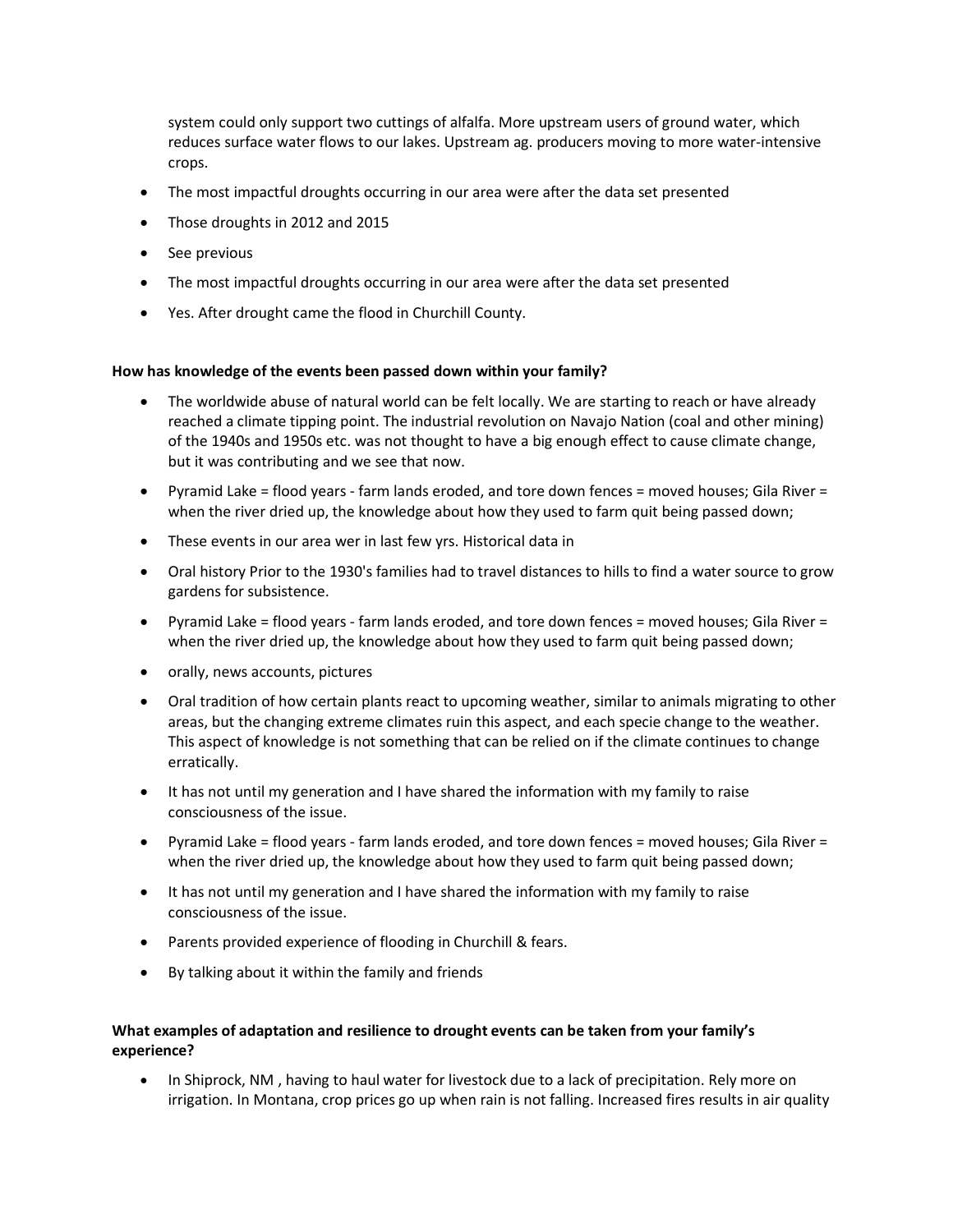system could only support two cuttings of alfalfa. More upstream users of ground water, which reduces surface water flows to our lakes. Upstream ag. producers moving to more water-intensive crops.

- The most impactful droughts occurring in our area were after the data set presented
- Those droughts in 2012 and 2015
- See previous
- The most impactful droughts occurring in our area were after the data set presented
- Yes. After drought came the flood in Churchill County.

**How has knowledge of the events been passed down within your family?**

- The worldwide abuse of natural world can be felt locally. We are starting to reach or have already reached a climate tipping point. The industrial revolution on Navajo Nation (coal and other mining) of the 1940s and 1950s etc. was not thought to have a big enough effect to cause climate change, but it was contributing and we see that now.
- Pyramid Lake = flood years - farm lands eroded, and tore down fences = moved houses; Gila River = when the river dried up, the knowledge about how they used to farm quit being passed down;
- These events in our area wer in last few yrs. Historical data in
- Oral history Prior to the 1930's families had to travel distances to hills to find a water source to grow gardens for subsistence.
- Pyramid Lake = flood years - farm lands eroded, and tore down fences = moved houses; Gila River = when the river dried up, the knowledge about how they used to farm quit being passed down;
- orally, news accounts, pictures
- Oral tradition of how certain plants react to upcoming weather, similar to animals migrating to other areas, but the changing extreme climates ruin this aspect, and each specie change to the weather. This aspect of knowledge is not something that can be relied on if the climate continues to change erratically.
- It has not until my generation and I have shared the information with my family to raise consciousness of the issue.
- Pyramid Lake = flood years - farm lands eroded, and tore down fences = moved houses; Gila River = when the river dried up, the knowledge about how they used to farm quit being passed down;
- It has not until my generation and I have shared the information with my family to raise consciousness of the issue.
- Parents provided experience of flooding in Churchill & fears.
- By talking about it within the family and friends

**What examples of adaptation and resilience to drought events can be taken from your family's experience?**

- In Shiprock, NM , having to haul water for livestock due to a lack of precipitation. Rely more on irrigation. In Montana, crop prices go up when rain is not falling. Increased fires results in air quality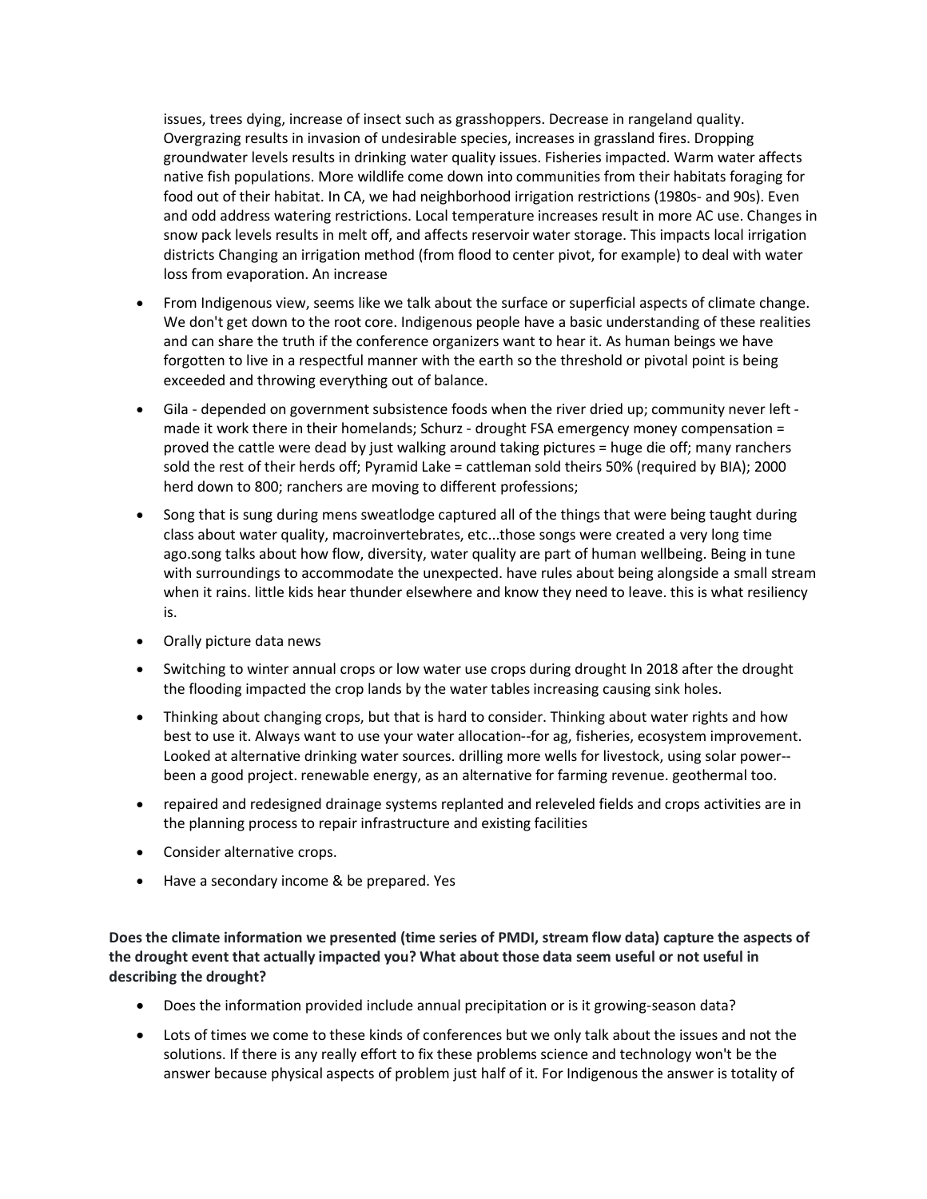issues, trees dying, increase of insect such as grasshoppers. Decrease in rangeland quality. Overgrazing results in invasion of undesirable species, increases in grassland fires. Dropping groundwater levels results in drinking water quality issues. Fisheries impacted. Warm water affects native fish populations. More wildlife come down into communities from their habitats foraging for food out of their habitat. In CA, we had neighborhood irrigation restrictions (1980s- and 90s). Even and odd address watering restrictions. Local temperature increases result in more AC use. Changes in snow pack levels results in melt off, and affects reservoir water storage. This impacts local irrigation districts Changing an irrigation method (from flood to center pivot, for example) to deal with water loss from evaporation. An increase

- From Indigenous view, seems like we talk about the surface or superficial aspects of climate change. We don't get down to the root core. Indigenous people have a basic understanding of these realities and can share the truth if the conference organizers want to hear it. As human beings we have forgotten to live in a respectful manner with the earth so the threshold or pivotal point is being exceeded and throwing everything out of balance.
- Gila - depended on government subsistence foods when the river dried up; community never left - made it work there in their homelands; Schurz - drought FSA emergency money compensation = proved the cattle were dead by just walking around taking pictures = huge die off; many ranchers sold the rest of their herds off; Pyramid Lake = cattleman sold theirs 50% (required by BIA); 2000 herd down to 800; ranchers are moving to different professions;
- Song that is sung during mens sweatlodge captured all of the things that were being taught during class about water quality, macroinvertebrates, etc...those songs were created a very long time ago.song talks about how flow, diversity, water quality are part of human wellbeing. Being in tune with surroundings to accommodate the unexpected. have rules about being alongside a small stream when it rains. little kids hear thunder elsewhere and know they need to leave. this is what resiliency is.
- Orally picture data news
- Switching to winter annual crops or low water use crops during drought In 2018 after the drought the flooding impacted the crop lands by the water tables increasing causing sink holes.
- Thinking about changing crops, but that is hard to consider. Thinking about water rights and how best to use it. Always want to use your water allocation--for ag, fisheries, ecosystem improvement. Looked at alternative drinking water sources. drilling more wells for livestock, using solar power--been a good project. renewable energy, as an alternative for farming revenue. geothermal too.
- repaired and redesigned drainage systems replanted and releveled fields and crops activities are in the planning process to repair infrastructure and existing facilities
- Consider alternative crops.
- Have a secondary income & be prepared. Yes

**Does the climate information we presented (time series of PMDI, stream flow data) capture the aspects of the drought event that actually impacted you? What about those data seem useful or not useful in describing the drought?**

- Does the information provided include annual precipitation or is it growing-season data?
- Lots of times we come to these kinds of conferences but we only talk about the issues and not the solutions. If there is any really effort to fix these problems science and technology won't be the answer because physical aspects of problem just half of it. For Indigenous the answer is totality of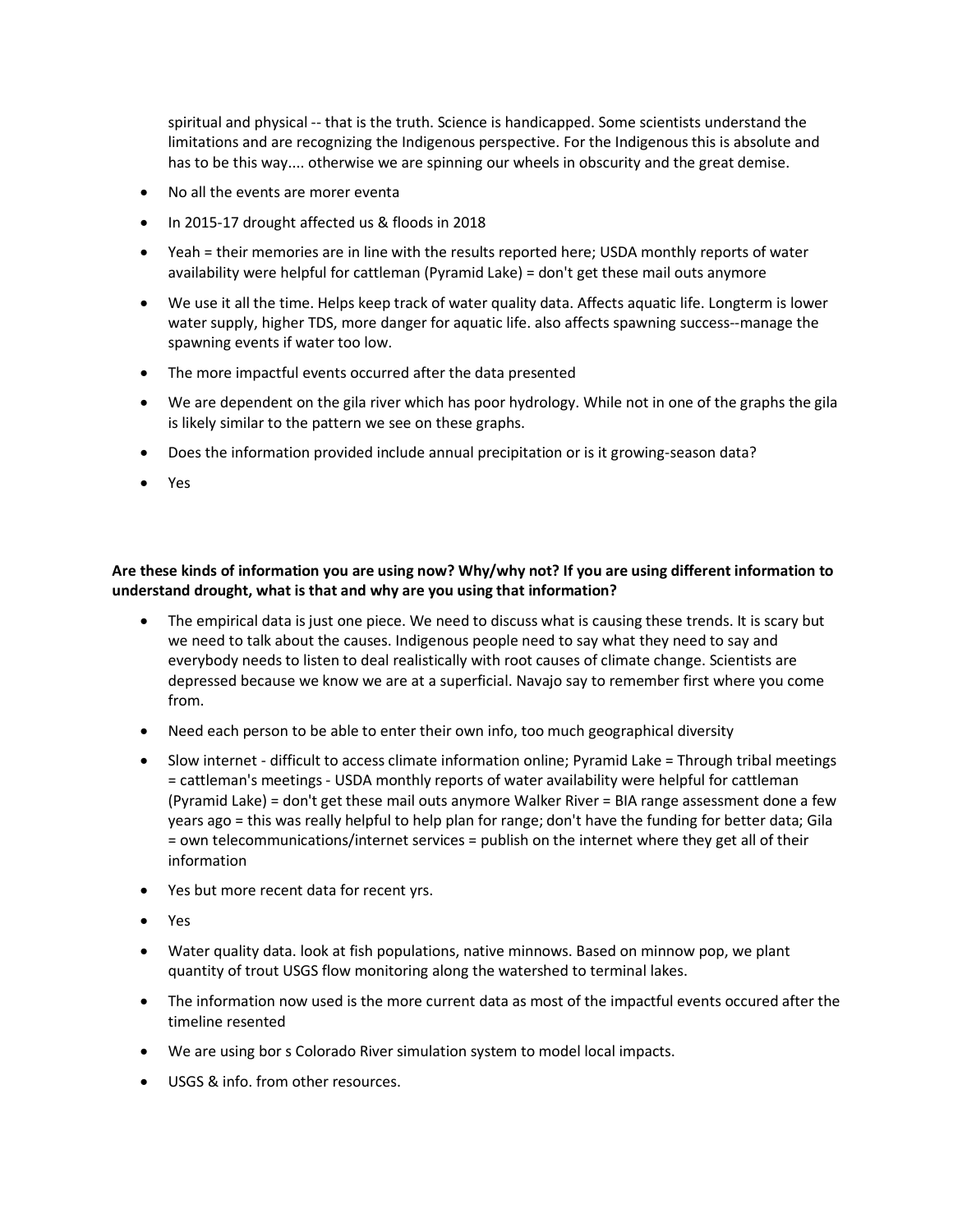spiritual and physical -- that is the truth. Science is handicapped. Some scientists understand the limitations and are recognizing the Indigenous perspective. For the Indigenous this is absolute and has to be this way.... otherwise we are spinning our wheels in obscurity and the great demise.

- No all the events are morer eventa
- In 2015-17 drought affected us & floods in 2018
- Yeah = their memories are in line with the results reported here; USDA monthly reports of water availability were helpful for cattleman (Pyramid Lake) = don't get these mail outs anymore
- We use it all the time. Helps keep track of water quality data. Affects aquatic life. Longterm is lower water supply, higher TDS, more danger for aquatic life. also affects spawning success--manage the spawning events if water too low.
- The more impactful events occurred after the data presented
- We are dependent on the gila river which has poor hydrology. While not in one of the graphs the gila is likely similar to the pattern we see on these graphs.
- Does the information provided include annual precipitation or is it growing-season data?
- Yes

**Are these kinds of information you are using now? Why/why not? If you are using different information to understand drought, what is that and why are you using that information?**

- The empirical data is just one piece. We need to discuss what is causing these trends. It is scary but we need to talk about the causes. Indigenous people need to say what they need to say and everybody needs to listen to deal realistically with root causes of climate change. Scientists are depressed because we know we are at a superficial. Navajo say to remember first where you come from.
- Need each person to be able to enter their own info, too much geographical diversity
- Slow internet - difficult to access climate information online; Pyramid Lake = Through tribal meetings = cattleman's meetings - USDA monthly reports of water availability were helpful for cattleman (Pyramid Lake) = don't get these mail outs anymore Walker River = BIA range assessment done a few years ago = this was really helpful to help plan for range; don't have the funding for better data; Gila = own telecommunications/internet services = publish on the internet where they get all of their information
- Yes but more recent data for recent yrs.
- Yes
- Water quality data. look at fish populations, native minnows. Based on minnow pop, we plant quantity of trout USGS flow monitoring along the watershed to terminal lakes.
- The information now used is the more current data as most of the impactful events occured after the timeline resented
- We are using bor s Colorado River simulation system to model local impacts.
- USGS & info. from other resources.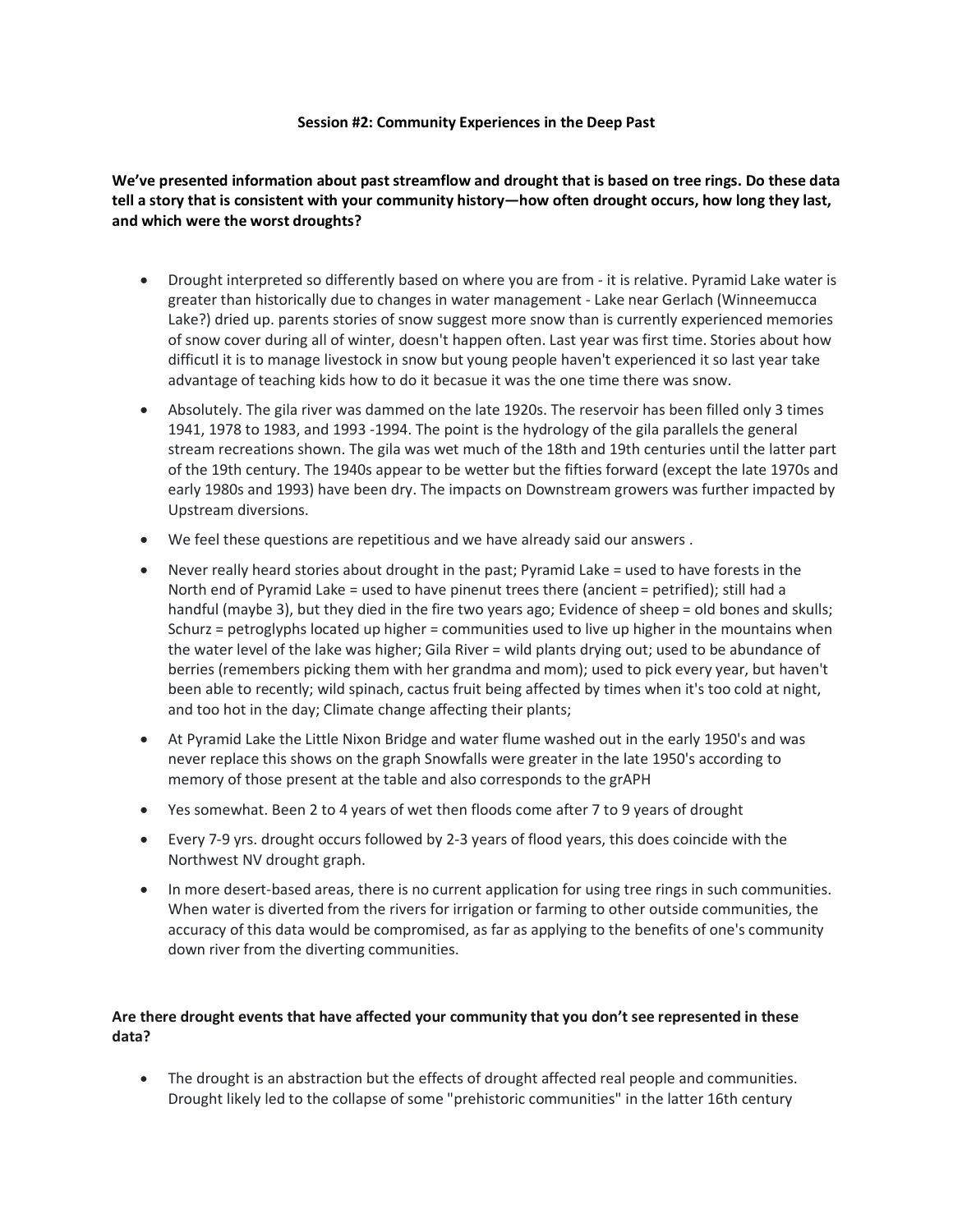**Session #2: Community Experiences in the Deep Past**

**We've presented information about past streamflow and drought that is based on tree rings. Do these data tell a story that is consistent with your community history—how often drought occurs, how long they last, and which were the worst droughts?**

- Drought interpreted so differently based on where you are from - it is relative. Pyramid Lake water is greater than historically due to changes in water management - Lake near Gerlach (Winneemucca Lake?) dried up. parents stories of snow suggest more snow than is currently experienced memories of snow cover during all of winter, doesn't happen often. Last year was first time. Stories about how difficutl it is to manage livestock in snow but young people haven't experienced it so last year take advantage of teaching kids how to do it becasue it was the one time there was snow.
- Absolutely. The gila river was dammed on the late 1920s. The reservoir has been filled only 3 times 1941, 1978 to 1983, and 1993 -1994. The point is the hydrology of the gila parallels the general stream recreations shown. The gila was wet much of the 18th and 19th centuries until the latter part of the 19th century. The 1940s appear to be wetter but the fifties forward (except the late 1970s and early 1980s and 1993) have been dry. The impacts on Downstream growers was further impacted by Upstream diversions.
- We feel these questions are repetitious and we have already said our answers .
- Never really heard stories about drought in the past; Pyramid Lake = used to have forests in the North end of Pyramid Lake = used to have pinenut trees there (ancient = petrified); still had a handful (maybe 3), but they died in the fire two years ago; Evidence of sheep = old bones and skulls; Schurz = petroglyphs located up higher = communities used to live up higher in the mountains when the water level of the lake was higher; Gila River = wild plants drying out; used to be abundance of berries (remembers picking them with her grandma and mom); used to pick every year, but haven't been able to recently; wild spinach, cactus fruit being affected by times when it's too cold at night, and too hot in the day; Climate change affecting their plants;
- At Pyramid Lake the Little Nixon Bridge and water flume washed out in the early 1950's and was never replace this shows on the graph Snowfalls were greater in the late 1950's according to memory of those present at the table and also corresponds to the grAPH
- Yes somewhat. Been 2 to 4 years of wet then floods come after 7 to 9 years of drought
- Every 7-9 yrs. drought occurs followed by 2-3 years of flood years, this does coincide with the Northwest NV drought graph.
- In more desert-based areas, there is no current application for using tree rings in such communities. When water is diverted from the rivers for irrigation or farming to other outside communities, the accuracy of this data would be compromised, as far as applying to the benefits of one's community down river from the diverting communities.

**Are there drought events that have affected your community that you don't see represented in these data?**

- The drought is an abstraction but the effects of drought affected real people and communities. Drought likely led to the collapse of some "prehistoric communities" in the latter 16th century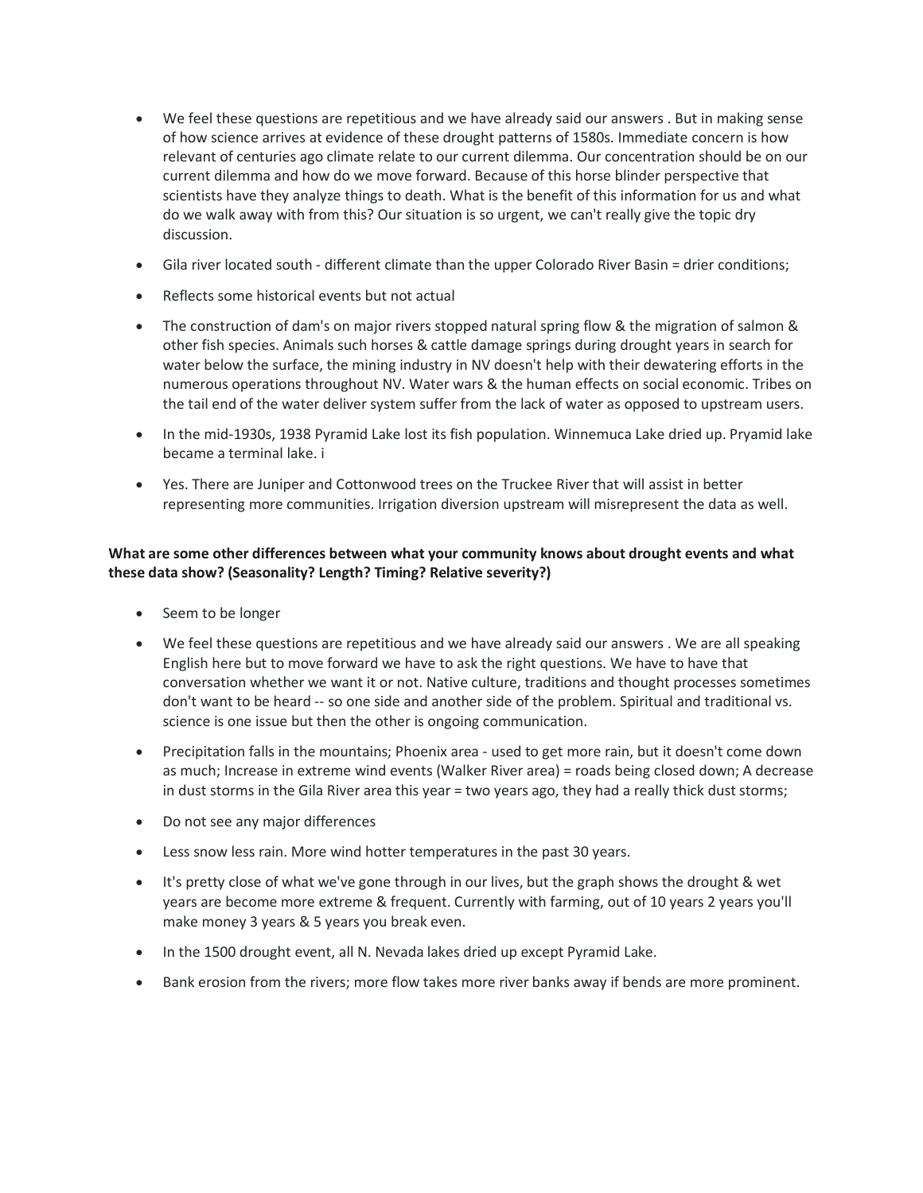- We feel these questions are repetitious and we have already said our answers . But in making sense of how science arrives at evidence of these drought patterns of 1580s. Immediate concern is how relevant of centuries ago climate relate to our current dilemma. Our concentration should be on our current dilemma and how do we move forward. Because of this horse blinder perspective that scientists have they analyze things to death. What is the benefit of this information for us and what do we walk away with from this? Our situation is so urgent, we can't really give the topic dry discussion.
- Gila river located south - different climate than the upper Colorado River Basin = drier conditions;
- Reflects some historical events but not actual
- The construction of dam's on major rivers stopped natural spring flow & the migration of salmon & other fish species. Animals such horses & cattle damage springs during drought years in search for water below the surface, the mining industry in NV doesn't help with their dewatering efforts in the numerous operations throughout NV. Water wars & the human effects on social economic. Tribes on the tail end of the water deliver system suffer from the lack of water as opposed to upstream users.
- In the mid-1930s, 1938 Pyramid Lake lost its fish population. Winnemuca Lake dried up. Pryamid lake became a terminal lake. i
- Yes. There are Juniper and Cottonwood trees on the Truckee River that will assist in better representing more communities. Irrigation diversion upstream will misrepresent the data as well.

**What are some other differences between what your community knows about drought events and what these data show? (Seasonality? Length? Timing? Relative severity?)**

- Seem to be longer
- We feel these questions are repetitious and we have already said our answers . We are all speaking English here but to move forward we have to ask the right questions. We have to have that conversation whether we want it or not. Native culture, traditions and thought processes sometimes don't want to be heard -- so one side and another side of the problem. Spiritual and traditional vs. science is one issue but then the other is ongoing communication.
- Precipitation falls in the mountains; Phoenix area - used to get more rain, but it doesn't come down as much; Increase in extreme wind events (Walker River area) = roads being closed down; A decrease in dust storms in the Gila River area this year = two years ago, they had a really thick dust storms;
- Do not see any major differences
- Less snow less rain. More wind hotter temperatures in the past 30 years.
- It's pretty close of what we've gone through in our lives, but the graph shows the drought & wet years are become more extreme & frequent. Currently with farming, out of 10 years 2 years you'll make money 3 years & 5 years you break even.
- In the 1500 drought event, all N. Nevada lakes dried up except Pyramid Lake.
- Bank erosion from the rivers; more flow takes more river banks away if bends are more prominent.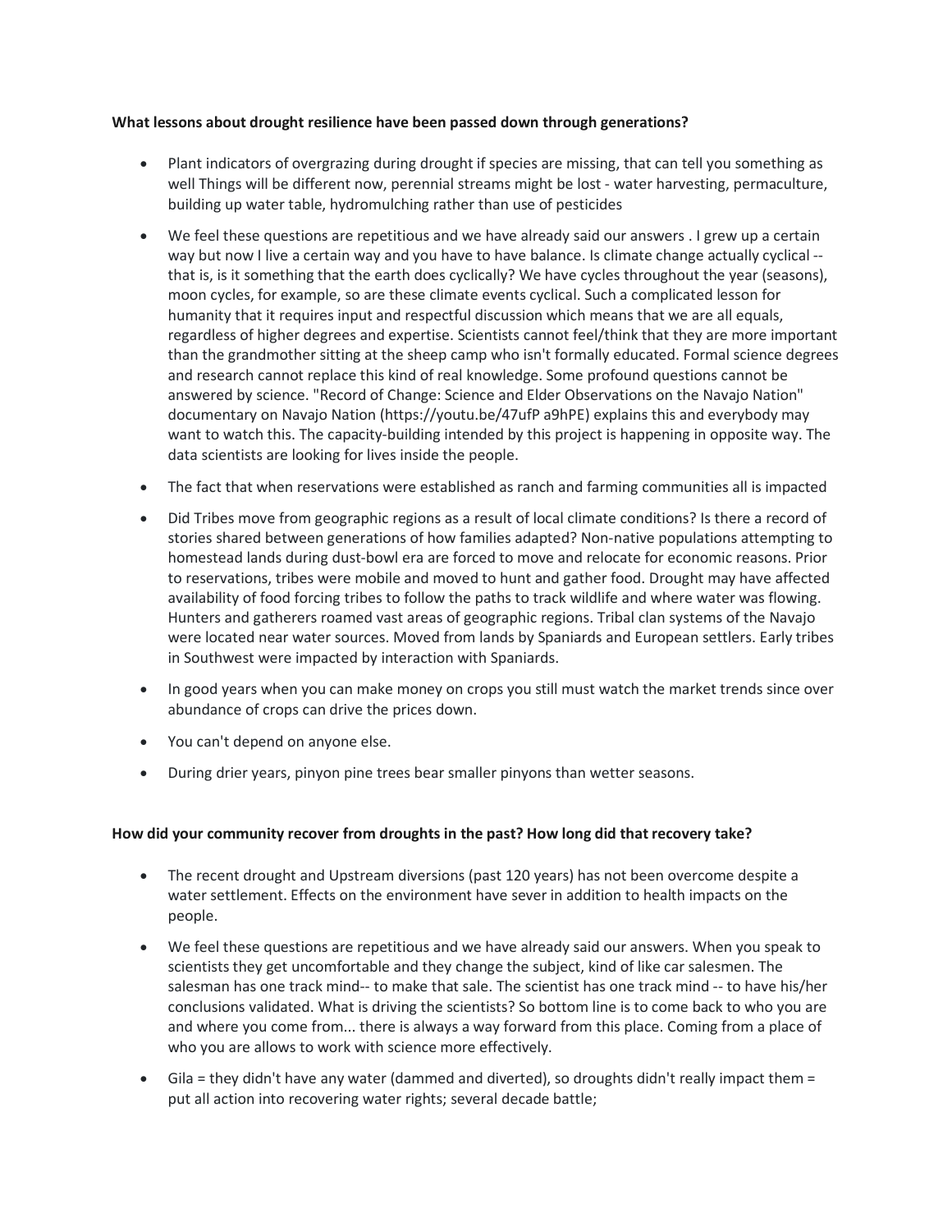**What lessons about drought resilience have been passed down through generations?**

- Plant indicators of overgrazing during drought if species are missing, that can tell you something as well Things will be different now, perennial streams might be lost - water harvesting, permaculture, building up water table, hydromulching rather than use of pesticides
- We feel these questions are repetitious and we have already said our answers . I grew up a certain way but now I live a certain way and you have to have balance. Is climate change actually cyclical -- that is, is it something that the earth does cyclically? We have cycles throughout the year (seasons), moon cycles, for example, so are these climate events cyclical. Such a complicated lesson for humanity that it requires input and respectful discussion which means that we are all equals, regardless of higher degrees and expertise. Scientists cannot feel/think that they are more important than the grandmother sitting at the sheep camp who isn't formally educated. Formal science degrees and research cannot replace this kind of real knowledge. Some profound questions cannot be answered by science. "Record of Change: Science and Elder Observations on the Navajo Nation" documentary on Navajo Nation (https://youtu.be/47ufP a9hPE) explains this and everybody may want to watch this. The capacity-building intended by this project is happening in opposite way. The data scientists are looking for lives inside the people.
- The fact that when reservations were established as ranch and farming communities all is impacted
- Did Tribes move from geographic regions as a result of local climate conditions? Is there a record of stories shared between generations of how families adapted? Non-native populations attempting to homestead lands during dust-bowl era are forced to move and relocate for economic reasons. Prior to reservations, tribes were mobile and moved to hunt and gather food. Drought may have affected availability of food forcing tribes to follow the paths to track wildlife and where water was flowing. Hunters and gatherers roamed vast areas of geographic regions. Tribal clan systems of the Navajo were located near water sources. Moved from lands by Spaniards and European settlers. Early tribes in Southwest were impacted by interaction with Spaniards.
- In good years when you can make money on crops you still must watch the market trends since over abundance of crops can drive the prices down.
- You can't depend on anyone else.
- During drier years, pinyon pine trees bear smaller pinyons than wetter seasons.

**How did your community recover from droughts in the past? How long did that recovery take?**

- The recent drought and Upstream diversions (past 120 years) has not been overcome despite a water settlement. Effects on the environment have sever in addition to health impacts on the people.
- We feel these questions are repetitious and we have already said our answers. When you speak to scientists they get uncomfortable and they change the subject, kind of like car salesmen. The salesman has one track mind-- to make that sale. The scientist has one track mind -- to have his/her conclusions validated. What is driving the scientists? So bottom line is to come back to who you are and where you come from... there is always a way forward from this place. Coming from a place of who you are allows to work with science more effectively.
- Gila = they didn't have any water (dammed and diverted), so droughts didn't really impact them = put all action into recovering water rights; several decade battle;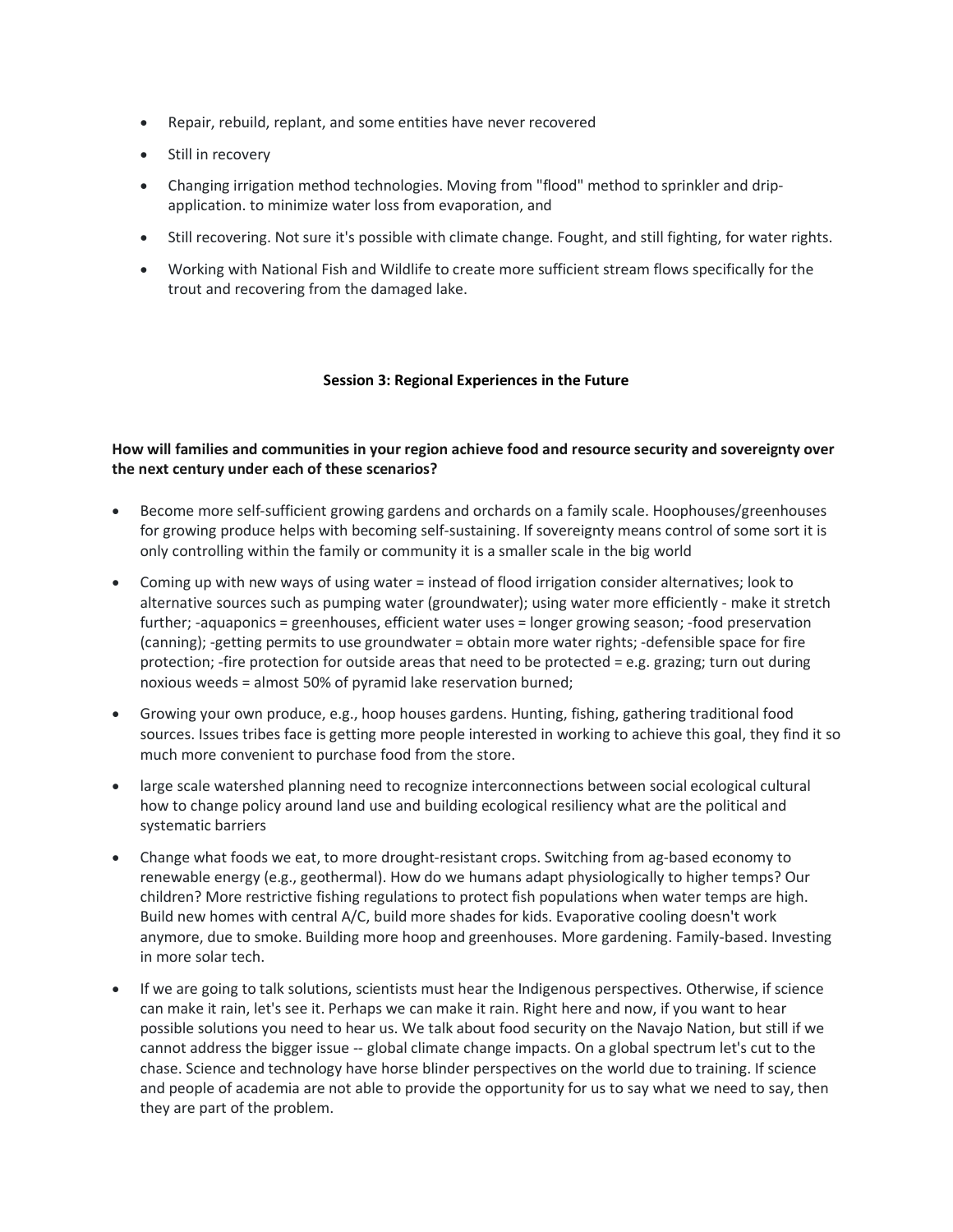- Repair, rebuild, replant, and some entities have never recovered
- Still in recovery
- Changing irrigation method technologies. Moving from "flood" method to sprinkler and drip-application. to minimize water loss from evaporation, and
- Still recovering. Not sure it's possible with climate change. Fought, and still fighting, for water rights.
- Working with National Fish and Wildlife to create more sufficient stream flows specifically for the trout and recovering from the damaged lake.

**Session 3: Regional Experiences in the Future**

**How will families and communities in your region achieve food and resource security and sovereignty over the next century under each of these scenarios?**

- Become more self-sufficient growing gardens and orchards on a family scale. Hoophouses/greenhouses for growing produce helps with becoming self-sustaining. If sovereignty means control of some sort it is only controlling within the family or community it is a smaller scale in the big world
- Coming up with new ways of using water = instead of flood irrigation consider alternatives; look to alternative sources such as pumping water (groundwater); using water more efficiently - make it stretch further; -aquaponics = greenhouses, efficient water uses = longer growing season; -food preservation (canning); -getting permits to use groundwater = obtain more water rights; -defensible space for fire protection; -fire protection for outside areas that need to be protected = e.g. grazing; turn out during noxious weeds = almost 50% of pyramid lake reservation burned;
- Growing your own produce, e.g., hoop houses gardens. Hunting, fishing, gathering traditional food sources. Issues tribes face is getting more people interested in working to achieve this goal, they find it so much more convenient to purchase food from the store.
- large scale watershed planning need to recognize interconnections between social ecological cultural how to change policy around land use and building ecological resiliency what are the political and systematic barriers
- Change what foods we eat, to more drought-resistant crops. Switching from ag-based economy to renewable energy (e.g., geothermal). How do we humans adapt physiologically to higher temps? Our children? More restrictive fishing regulations to protect fish populations when water temps are high. Build new homes with central A/C, build more shades for kids. Evaporative cooling doesn't work anymore, due to smoke. Building more hoop and greenhouses. More gardening. Family-based. Investing in more solar tech.
- If we are going to talk solutions, scientists must hear the Indigenous perspectives. Otherwise, if science can make it rain, let's see it. Perhaps we can make it rain. Right here and now, if you want to hear possible solutions you need to hear us. We talk about food security on the Navajo Nation, but still if we cannot address the bigger issue -- global climate change impacts. On a global spectrum let's cut to the chase. Science and technology have horse blinder perspectives on the world due to training. If science and people of academia are not able to provide the opportunity for us to say what we need to say, then they are part of the problem.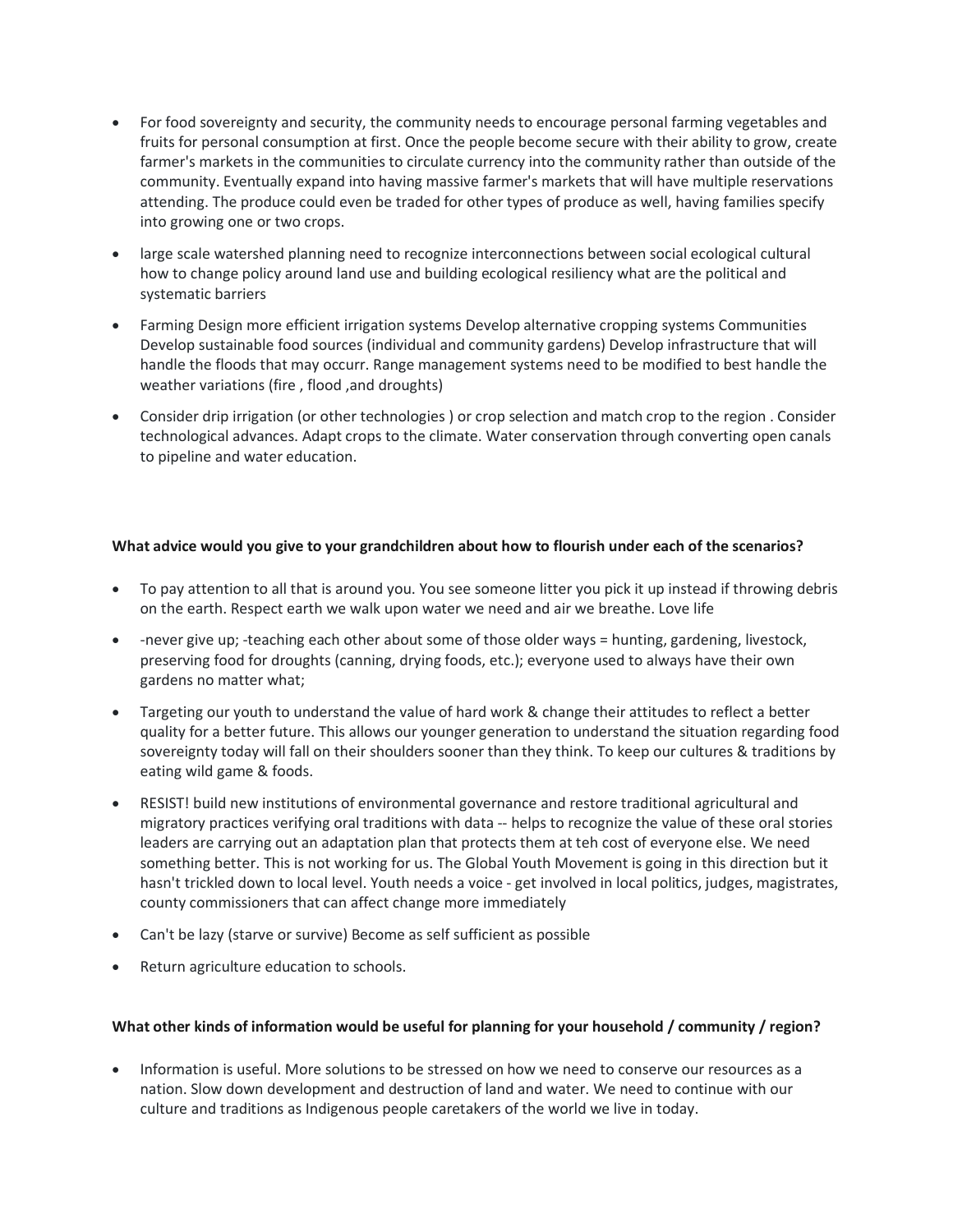- For food sovereignty and security, the community needs to encourage personal farming vegetables and fruits for personal consumption at first. Once the people become secure with their ability to grow, create farmer's markets in the communities to circulate currency into the community rather than outside of the community. Eventually expand into having massive farmer's markets that will have multiple reservations attending. The produce could even be traded for other types of produce as well, having families specify into growing one or two crops.
- large scale watershed planning need to recognize interconnections between social ecological cultural how to change policy around land use and building ecological resiliency what are the political and systematic barriers
- Farming Design more efficient irrigation systems Develop alternative cropping systems Communities Develop sustainable food sources (individual and community gardens) Develop infrastructure that will handle the floods that may occurr. Range management systems need to be modified to best handle the weather variations (fire , flood ,and droughts)
- Consider drip irrigation (or other technologies ) or crop selection and match crop to the region . Consider technological advances. Adapt crops to the climate. Water conservation through converting open canals to pipeline and water education.

**What advice would you give to your grandchildren about how to flourish under each of the scenarios?**

- To pay attention to all that is around you. You see someone litter you pick it up instead if throwing debris on the earth. Respect earth we walk upon water we need and air we breathe. Love life
- -never give up; -teaching each other about some of those older ways = hunting, gardening, livestock, preserving food for droughts (canning, drying foods, etc.); everyone used to always have their own gardens no matter what;
- Targeting our youth to understand the value of hard work & change their attitudes to reflect a better quality for a better future. This allows our younger generation to understand the situation regarding food sovereignty today will fall on their shoulders sooner than they think. To keep our cultures & traditions by eating wild game & foods.
- RESIST! build new institutions of environmental governance and restore traditional agricultural and migratory practices verifying oral traditions with data -- helps to recognize the value of these oral stories leaders are carrying out an adaptation plan that protects them at teh cost of everyone else. We need something better. This is not working for us. The Global Youth Movement is going in this direction but it hasn't trickled down to local level. Youth needs a voice - get involved in local politics, judges, magistrates, county commissioners that can affect change more immediately
- Can't be lazy (starve or survive) Become as self sufficient as possible
- Return agriculture education to schools.

**What other kinds of information would be useful for planning for your household / community / region?**

- Information is useful. More solutions to be stressed on how we need to conserve our resources as a nation. Slow down development and destruction of land and water. We need to continue with our culture and traditions as Indigenous people caretakers of the world we live in today.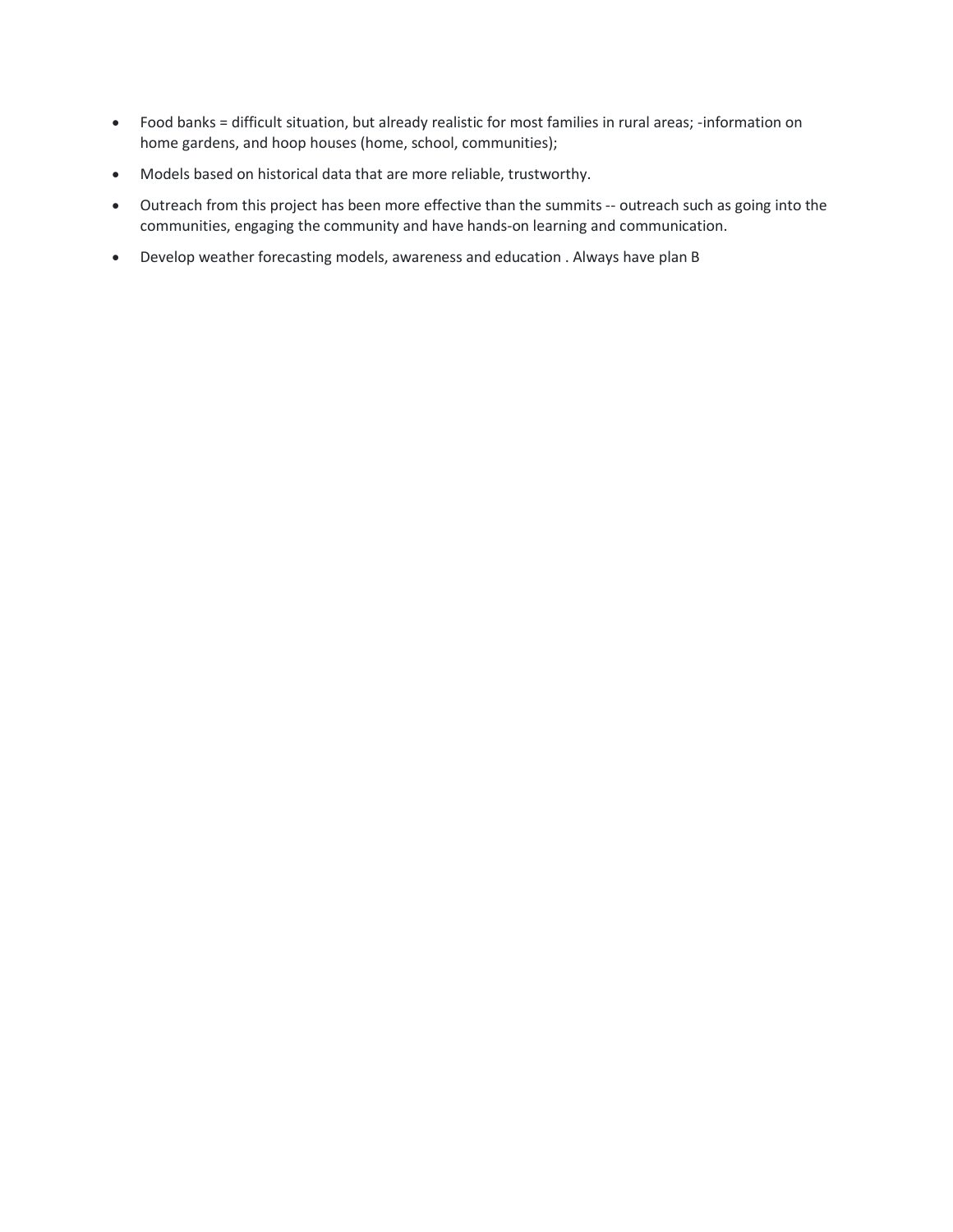- Food banks = difficult situation, but already realistic for most families in rural areas; -information on home gardens, and hoop houses (home, school, communities);
- Models based on historical data that are more reliable, trustworthy.
- Outreach from this project has been more effective than the summits -- outreach such as going into the communities, engaging the community and have hands-on learning and communication.
- Develop weather forecasting models, awareness and education . Always have plan B